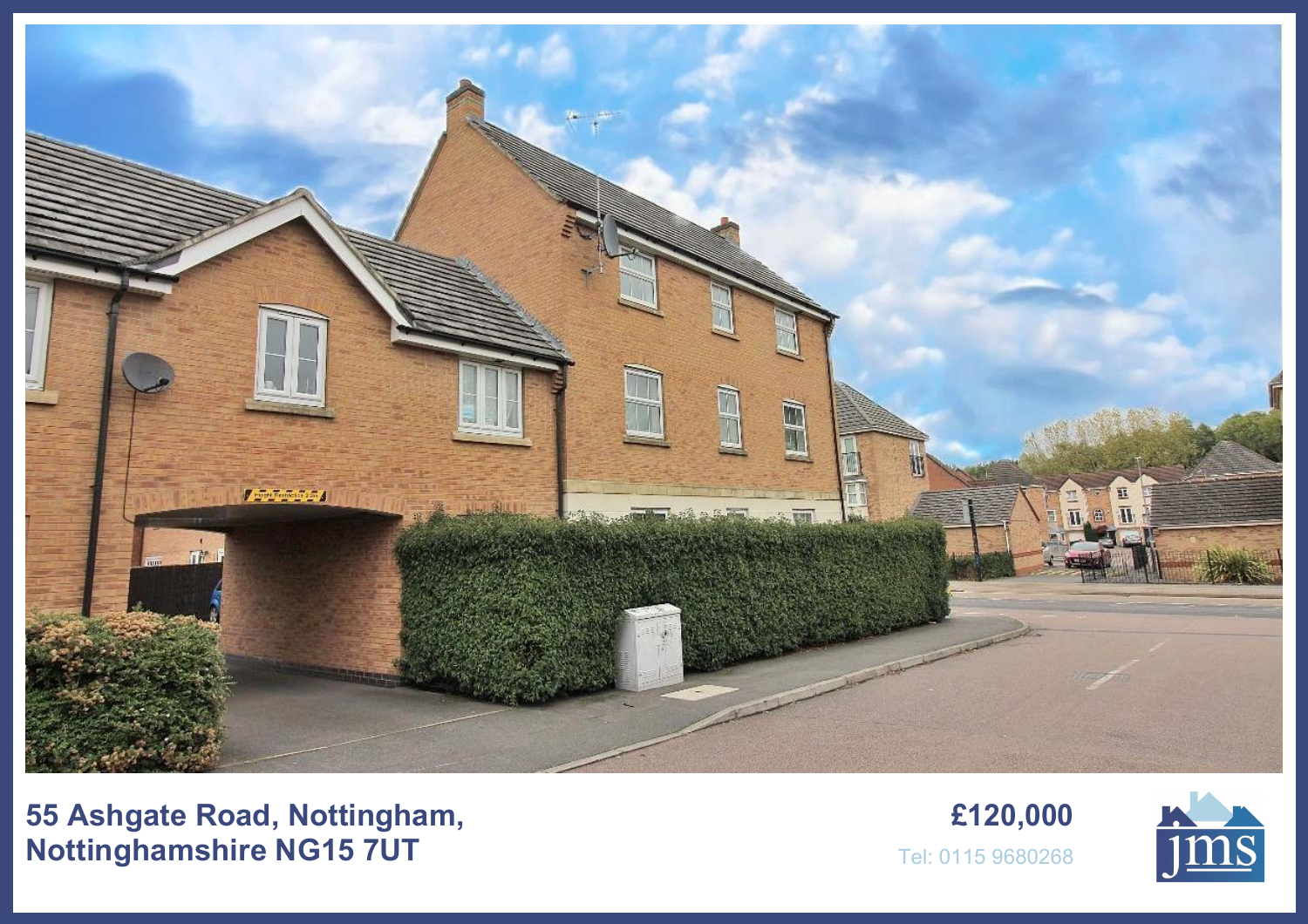**55 Ashgate Road, Nottingham, Nottinghamshire NG15 7UT**

**£120,000**

Tel: 0115 9680268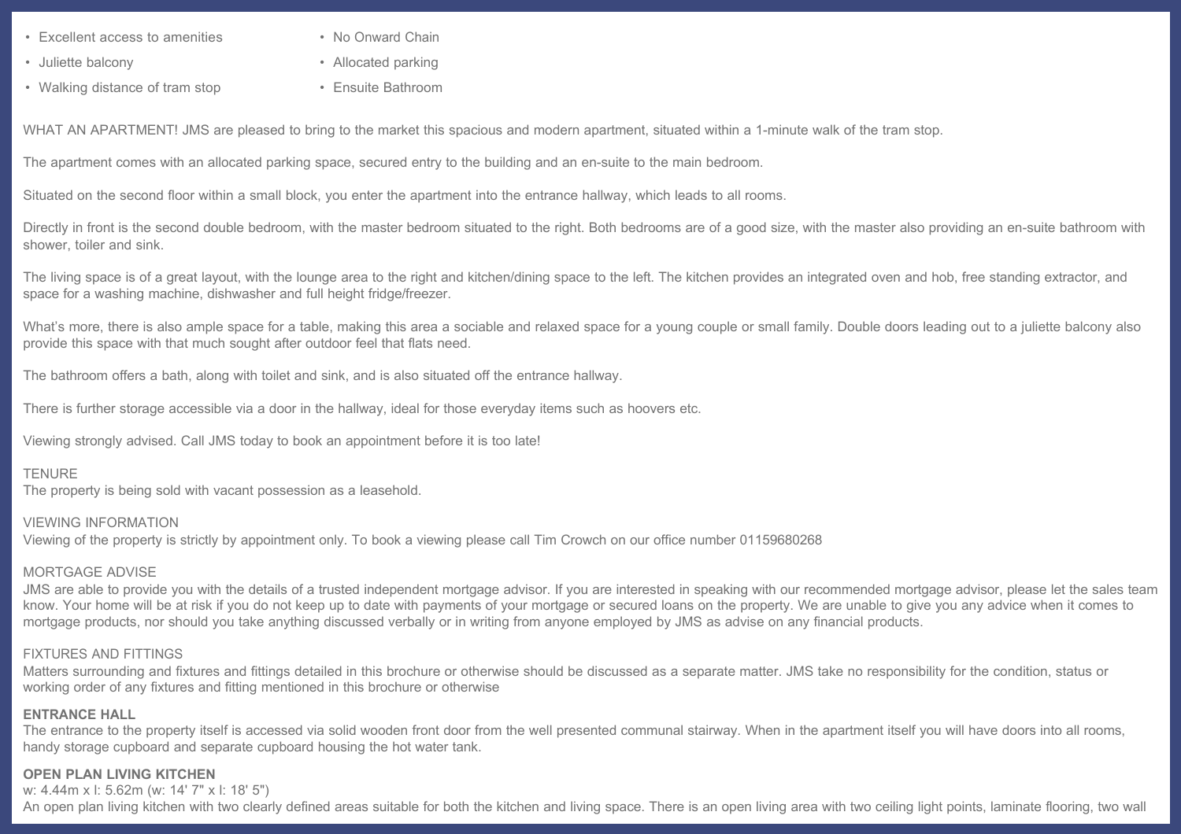- Excellent access to amenities
- Juliette balcony
- Walking distance of tram stop
- No Onward Chain
- Allocated parking
- Ensuite Bathroom

WHAT AN APARTMENT! JMS are pleased to bring to the market this spacious and modern apartment, situated within a 1-minute walk of the tram stop.

The apartment comes with an allocated parking space, secured entry to the building and an en-suite to the main bedroom.

Situated on the second floor within a small block, you enter the apartment into the entrance hallway, which leads to all rooms.

Directly in front is the second double bedroom, with the master bedroom situated to the right. Both bedrooms are of a good size, with the master also providing an en-suite bathroom with shower, toiler and sink.

The living space is of a great layout, with the lounge area to the right and kitchen/dining space to the left. The kitchen provides an integrated oven and hob, free standing extractor, and space for a washing machine, dishwasher and full height fridge/freezer.

What's more, there is also ample space for a table, making this area a sociable and relaxed space for a young couple or small family. Double doors leading out to a juliette balcony also provide this space with that much sought after outdoor feel that flats need.

The bathroom offers a bath, along with toilet and sink, and is also situated off the entrance hallway.

There is further storage accessible via a door in the hallway, ideal for those everyday items such as hoovers etc.

Viewing strongly advised. Call JMS today to book an appointment before it is too late!

TENURE
The property is being sold with vacant possession as a leasehold.

VIEWING INFORMATION
Viewing of the property is strictly by appointment only. To book a viewing please call Tim Crowch on our office number 01159680268

MORTGAGE ADVISE
JMS are able to provide you with the details of a trusted independent mortgage advisor. If you are interested in speaking with our recommended mortgage advisor, please let the sales team know. Your home will be at risk if you do not keep up to date with payments of your mortgage or secured loans on the property. We are unable to give you any advice when it comes to mortgage products, nor should you take anything discussed verbally or in writing from anyone employed by JMS as advise on any financial products.

FIXTURES AND FITTINGS
Matters surrounding and fixtures and fittings detailed in this brochure or otherwise should be discussed as a separate matter. JMS take no responsibility for the condition, status or working order of any fixtures and fitting mentioned in this brochure or otherwise

**ENTRANCE HALL**
The entrance to the property itself is accessed via solid wooden front door from the well presented communal stairway. When in the apartment itself you will have doors into all rooms, handy storage cupboard and separate cupboard housing the hot water tank.

**OPEN PLAN LIVING KITCHEN**
w: 4.44m x l: 5.62m (w: 14' 7" x l: 18' 5")
An open plan living kitchen with two clearly defined areas suitable for both the kitchen and living space. There is an open living area with two ceiling light points, laminate flooring, two wall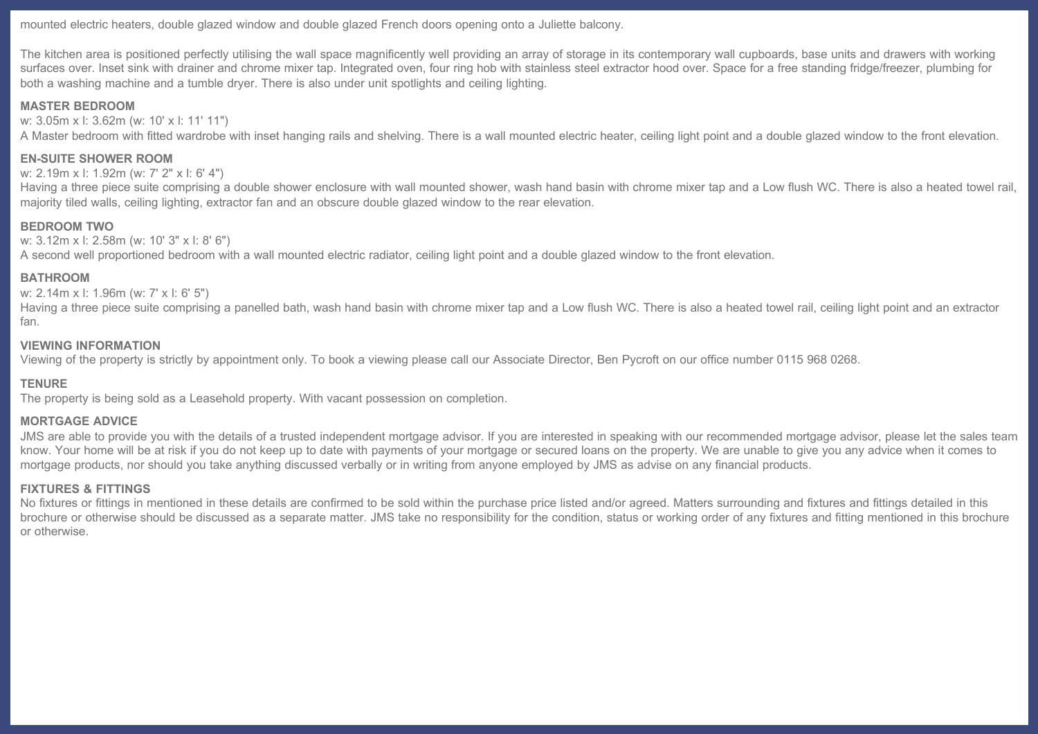mounted electric heaters, double glazed window and double glazed French doors opening onto a Juliette balcony.

The kitchen area is positioned perfectly utilising the wall space magnificently well providing an array of storage in its contemporary wall cupboards, base units and drawers with working surfaces over. Inset sink with drainer and chrome mixer tap. Integrated oven, four ring hob with stainless steel extractor hood over. Space for a free standing fridge/freezer, plumbing for both a washing machine and a tumble dryer. There is also under unit spotlights and ceiling lighting.

**MASTER BEDROOM**
w: 3.05m x l: 3.62m (w: 10' x l: 11' 11")
A Master bedroom with fitted wardrobe with inset hanging rails and shelving. There is a wall mounted electric heater, ceiling light point and a double glazed window to the front elevation.

**EN-SUITE SHOWER ROOM**
w: 2.19m x l: 1.92m (w: 7' 2" x l: 6' 4")
Having a three piece suite comprising a double shower enclosure with wall mounted shower, wash hand basin with chrome mixer tap and a Low flush WC. There is also a heated towel rail, majority tiled walls, ceiling lighting, extractor fan and an obscure double glazed window to the rear elevation.

**BEDROOM TWO**
w: 3.12m x l: 2.58m (w: 10' 3" x l: 8' 6")
A second well proportioned bedroom with a wall mounted electric radiator, ceiling light point and a double glazed window to the front elevation.

**BATHROOM**
w: 2.14m x l: 1.96m (w: 7' x l: 6' 5")
Having a three piece suite comprising a panelled bath, wash hand basin with chrome mixer tap and a Low flush WC. There is also a heated towel rail, ceiling light point and an extractor fan.

**VIEWING INFORMATION**
Viewing of the property is strictly by appointment only. To book a viewing please call our Associate Director, Ben Pycroft on our office number 0115 968 0268.

**TENURE**
The property is being sold as a Leasehold property. With vacant possession on completion.

**MORTGAGE ADVICE**
JMS are able to provide you with the details of a trusted independent mortgage advisor. If you are interested in speaking with our recommended mortgage advisor, please let the sales team know. Your home will be at risk if you do not keep up to date with payments of your mortgage or secured loans on the property. We are unable to give you any advice when it comes to mortgage products, nor should you take anything discussed verbally or in writing from anyone employed by JMS as advise on any financial products.

**FIXTURES & FITTINGS**
No fixtures or fittings in mentioned in these details are confirmed to be sold within the purchase price listed and/or agreed. Matters surrounding and fixtures and fittings detailed in this brochure or otherwise should be discussed as a separate matter. JMS take no responsibility for the condition, status or working order of any fixtures and fitting mentioned in this brochure or otherwise.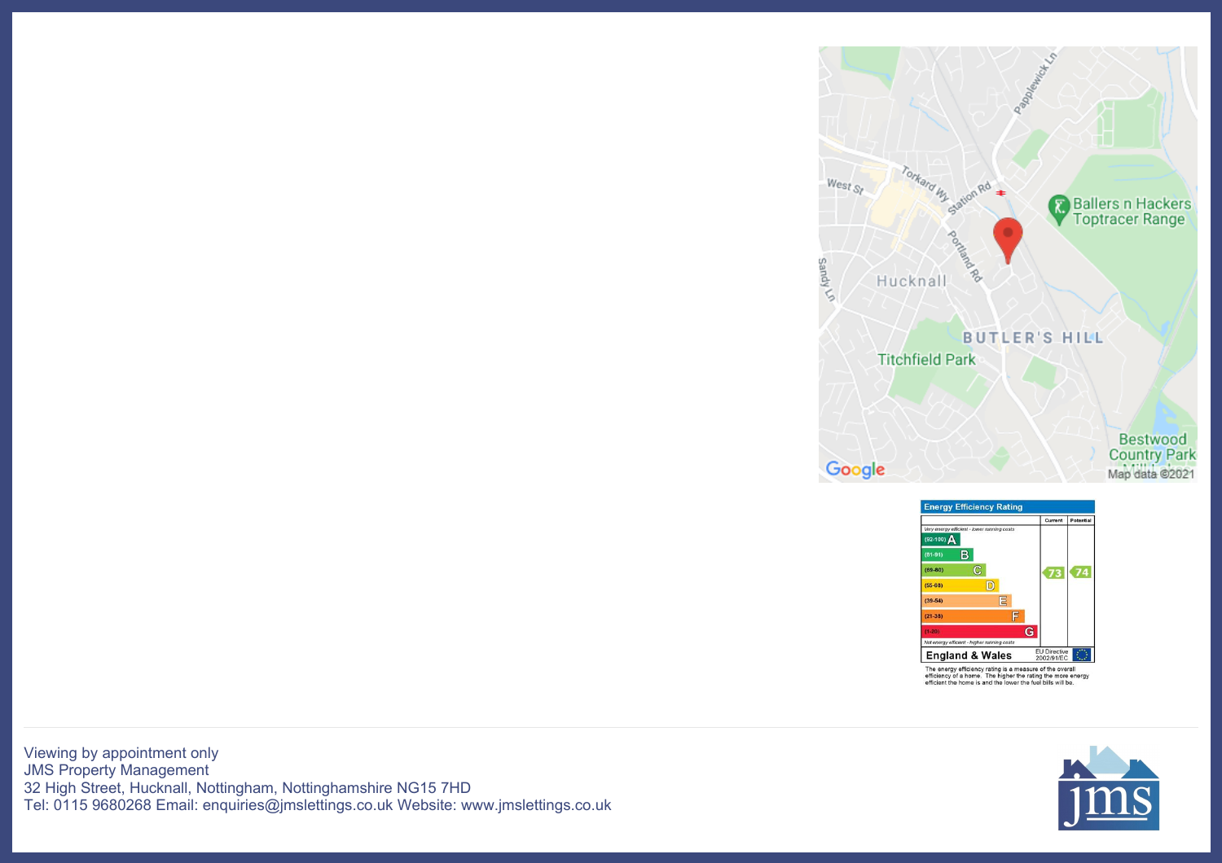Energy Efficiency Rating

| | Current | Potential |
|---|---|---|
| Very energy efficient - lower running costs | | |
| (92-100) A | | |
| (81-91) B | | |
| (69-80) C | 73 | 74 |
| (55-68) D | | |
| (39-54) E | | |
| (21-38) F | | |
| (1-20) G | | |
| Not energy efficient - higher running costs | | |

England & Wales — EU Directive 2002/91/EC

The energy efficiency rating is a measure of the overall efficiency of a home. The higher the rating the more energy efficient the home is and the lower the fuel bills will be.

Viewing by appointment only
JMS Property Management
32 High Street, Hucknall, Nottingham, Nottinghamshire NG15 7HD
Tel: 0115 9680268 Email: enquiries@jmslettings.co.uk Website: www.jmslettings.co.uk